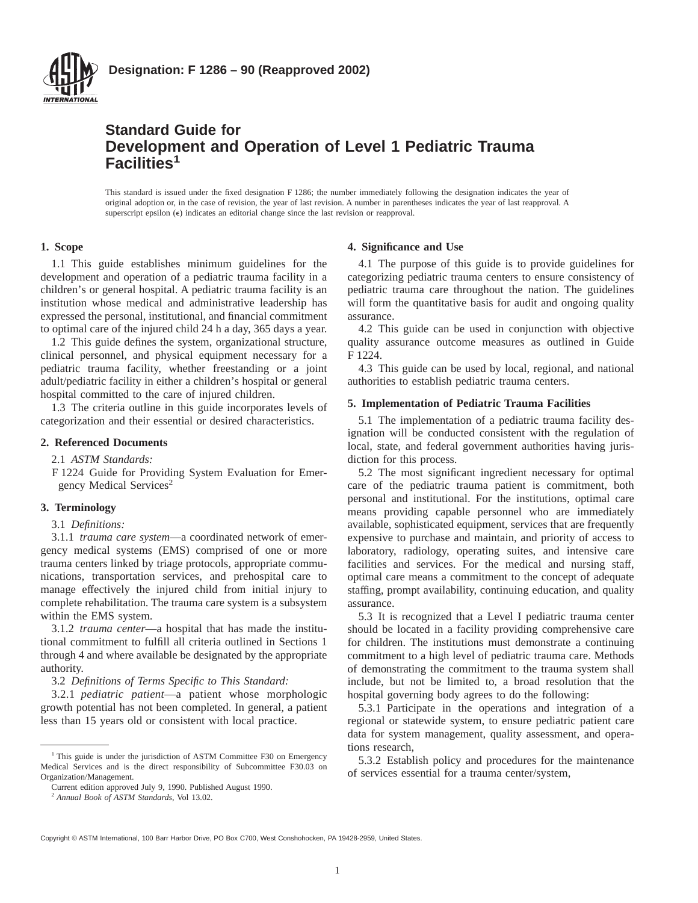**Designation: F 1286 – 90 (Reapproved 2002)**

# Standard Guide for Development and Operation of Level 1 Pediatric Trauma Facilities[1]

This standard is issued under the fixed designation F 1286; the number immediately following the designation indicates the year of original adoption or, in the case of revision, the year of last revision. A number in parentheses indicates the year of last reapproval. A superscript epsilon (ε) indicates an editorial change since the last revision or reapproval.

## 1. Scope

1.1 This guide establishes minimum guidelines for the development and operation of a pediatric trauma facility in a children's or general hospital. A pediatric trauma facility is an institution whose medical and administrative leadership has expressed the personal, institutional, and financial commitment to optimal care of the injured child 24 h a day, 365 days a year.

1.2 This guide defines the system, organizational structure, clinical personnel, and physical equipment necessary for a pediatric trauma facility, whether freestanding or a joint adult/pediatric facility in either a children's hospital or general hospital committed to the care of injured children.

1.3 The criteria outline in this guide incorporates levels of categorization and their essential or desired characteristics.

## 2. Referenced Documents

2.1 *ASTM Standards:*

F 1224 Guide for Providing System Evaluation for Emergency Medical Services[2]

## 3. Terminology

3.1 *Definitions:*

3.1.1 *trauma care system*—a coordinated network of emergency medical systems (EMS) comprised of one or more trauma centers linked by triage protocols, appropriate communications, transportation services, and prehospital care to manage effectively the injured child from initial injury to complete rehabilitation. The trauma care system is a subsystem within the EMS system.

3.1.2 *trauma center*—a hospital that has made the institutional commitment to fulfill all criteria outlined in Sections 1 through 4 and where available be designated by the appropriate authority.

3.2 *Definitions of Terms Specific to This Standard:*

3.2.1 *pediatric patient*—a patient whose morphologic growth potential has not been completed. In general, a patient less than 15 years old or consistent with local practice.

## 4. Significance and Use

4.1 The purpose of this guide is to provide guidelines for categorizing pediatric trauma centers to ensure consistency of pediatric trauma care throughout the nation. The guidelines will form the quantitative basis for audit and ongoing quality assurance.

4.2 This guide can be used in conjunction with objective quality assurance outcome measures as outlined in Guide F 1224.

4.3 This guide can be used by local, regional, and national authorities to establish pediatric trauma centers.

## 5. Implementation of Pediatric Trauma Facilities

5.1 The implementation of a pediatric trauma facility designation will be conducted consistent with the regulation of local, state, and federal government authorities having jurisdiction for this process.

5.2 The most significant ingredient necessary for optimal care of the pediatric trauma patient is commitment, both personal and institutional. For the institutions, optimal care means providing capable personnel who are immediately available, sophisticated equipment, services that are frequently expensive to purchase and maintain, and priority of access to laboratory, radiology, operating suites, and intensive care facilities and services. For the medical and nursing staff, optimal care means a commitment to the concept of adequate staffing, prompt availability, continuing education, and quality assurance.

5.3 It is recognized that a Level I pediatric trauma center should be located in a facility providing comprehensive care for children. The institutions must demonstrate a continuing commitment to a high level of pediatric trauma care. Methods of demonstrating the commitment to the trauma system shall include, but not be limited to, a broad resolution that the hospital governing body agrees to do the following:

5.3.1 Participate in the operations and integration of a regional or statewide system, to ensure pediatric patient care data for system management, quality assessment, and operations research,

5.3.2 Establish policy and procedures for the maintenance of services essential for a trauma center/system,

---

[1] This guide is under the jurisdiction of ASTM Committee F30 on Emergency Medical Services and is the direct responsibility of Subcommittee F30.03 on Organization/Management.

Current edition approved July 9, 1990. Published August 1990.

[2] *Annual Book of ASTM Standards*, Vol 13.02.

Copyright © ASTM International, 100 Barr Harbor Drive, PO Box C700, West Conshohocken, PA 19428-2959, United States.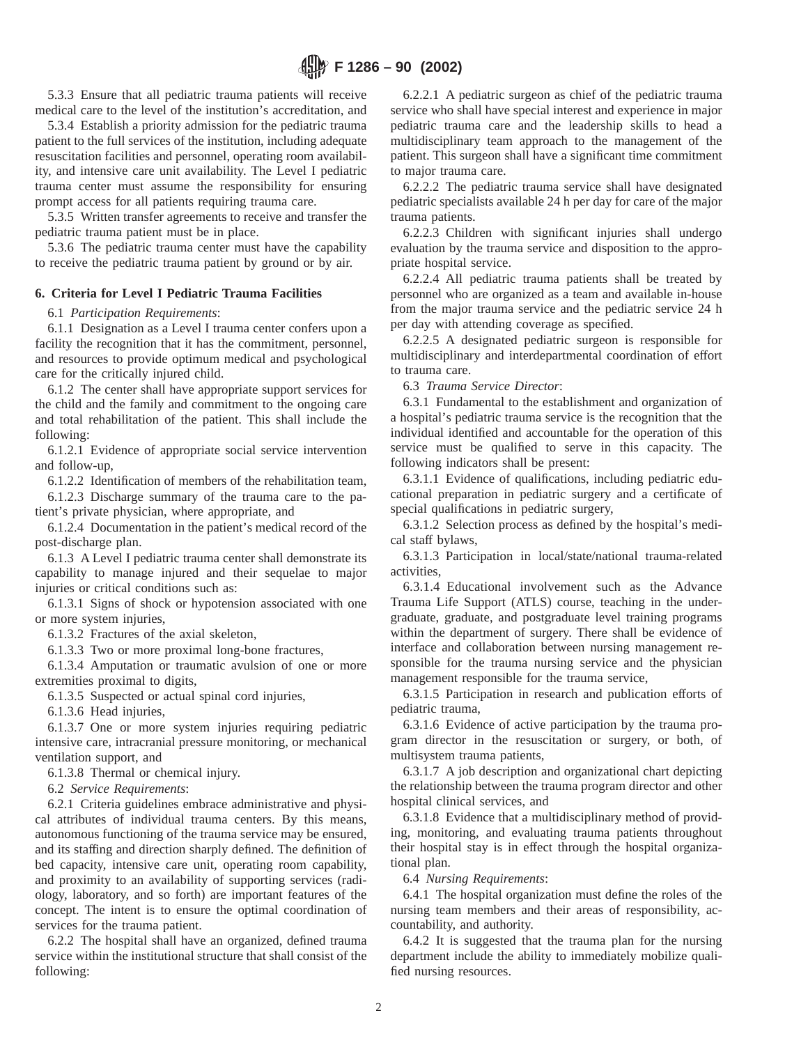5.3.3 Ensure that all pediatric trauma patients will receive medical care to the level of the institution's accreditation, and

5.3.4 Establish a priority admission for the pediatric trauma patient to the full services of the institution, including adequate resuscitation facilities and personnel, operating room availability, and intensive care unit availability. The Level I pediatric trauma center must assume the responsibility for ensuring prompt access for all patients requiring trauma care.

5.3.5 Written transfer agreements to receive and transfer the pediatric trauma patient must be in place.

5.3.6 The pediatric trauma center must have the capability to receive the pediatric trauma patient by ground or by air.

## 6. Criteria for Level I Pediatric Trauma Facilities

6.1 *Participation Requirements*:

6.1.1 Designation as a Level I trauma center confers upon a facility the recognition that it has the commitment, personnel, and resources to provide optimum medical and psychological care for the critically injured child.

6.1.2 The center shall have appropriate support services for the child and the family and commitment to the ongoing care and total rehabilitation of the patient. This shall include the following:

6.1.2.1 Evidence of appropriate social service intervention and follow-up,

6.1.2.2 Identification of members of the rehabilitation team,

6.1.2.3 Discharge summary of the trauma care to the patient's private physician, where appropriate, and

6.1.2.4 Documentation in the patient's medical record of the post-discharge plan.

6.1.3 A Level I pediatric trauma center shall demonstrate its capability to manage injured and their sequelae to major injuries or critical conditions such as:

6.1.3.1 Signs of shock or hypotension associated with one or more system injuries,

6.1.3.2 Fractures of the axial skeleton,

6.1.3.3 Two or more proximal long-bone fractures,

6.1.3.4 Amputation or traumatic avulsion of one or more extremities proximal to digits,

6.1.3.5 Suspected or actual spinal cord injuries,

6.1.3.6 Head injuries,

6.1.3.7 One or more system injuries requiring pediatric intensive care, intracranial pressure monitoring, or mechanical ventilation support, and

6.1.3.8 Thermal or chemical injury.

6.2 *Service Requirements*:

6.2.1 Criteria guidelines embrace administrative and physical attributes of individual trauma centers. By this means, autonomous functioning of the trauma service may be ensured, and its staffing and direction sharply defined. The definition of bed capacity, intensive care unit, operating room capability, and proximity to an availability of supporting services (radiology, laboratory, and so forth) are important features of the concept. The intent is to ensure the optimal coordination of services for the trauma patient.

6.2.2 The hospital shall have an organized, defined trauma service within the institutional structure that shall consist of the following:

6.2.2.1 A pediatric surgeon as chief of the pediatric trauma service who shall have special interest and experience in major pediatric trauma care and the leadership skills to head a multidisciplinary team approach to the management of the patient. This surgeon shall have a significant time commitment to major trauma care.

6.2.2.2 The pediatric trauma service shall have designated pediatric specialists available 24 h per day for care of the major trauma patients.

6.2.2.3 Children with significant injuries shall undergo evaluation by the trauma service and disposition to the appropriate hospital service.

6.2.2.4 All pediatric trauma patients shall be treated by personnel who are organized as a team and available in-house from the major trauma service and the pediatric service 24 h per day with attending coverage as specified.

6.2.2.5 A designated pediatric surgeon is responsible for multidisciplinary and interdepartmental coordination of effort to trauma care.

6.3 *Trauma Service Director*:

6.3.1 Fundamental to the establishment and organization of a hospital's pediatric trauma service is the recognition that the individual identified and accountable for the operation of this service must be qualified to serve in this capacity. The following indicators shall be present:

6.3.1.1 Evidence of qualifications, including pediatric educational preparation in pediatric surgery and a certificate of special qualifications in pediatric surgery,

6.3.1.2 Selection process as defined by the hospital's medical staff bylaws,

6.3.1.3 Participation in local/state/national trauma-related activities,

6.3.1.4 Educational involvement such as the Advance Trauma Life Support (ATLS) course, teaching in the undergraduate, graduate, and postgraduate level training programs within the department of surgery. There shall be evidence of interface and collaboration between nursing management responsible for the trauma nursing service and the physician management responsible for the trauma service,

6.3.1.5 Participation in research and publication efforts of pediatric trauma,

6.3.1.6 Evidence of active participation by the trauma program director in the resuscitation or surgery, or both, of multisystem trauma patients,

6.3.1.7 A job description and organizational chart depicting the relationship between the trauma program director and other hospital clinical services, and

6.3.1.8 Evidence that a multidisciplinary method of providing, monitoring, and evaluating trauma patients throughout their hospital stay is in effect through the hospital organizational plan.

6.4 *Nursing Requirements*:

6.4.1 The hospital organization must define the roles of the nursing team members and their areas of responsibility, accountability, and authority.

6.4.2 It is suggested that the trauma plan for the nursing department include the ability to immediately mobilize qualified nursing resources.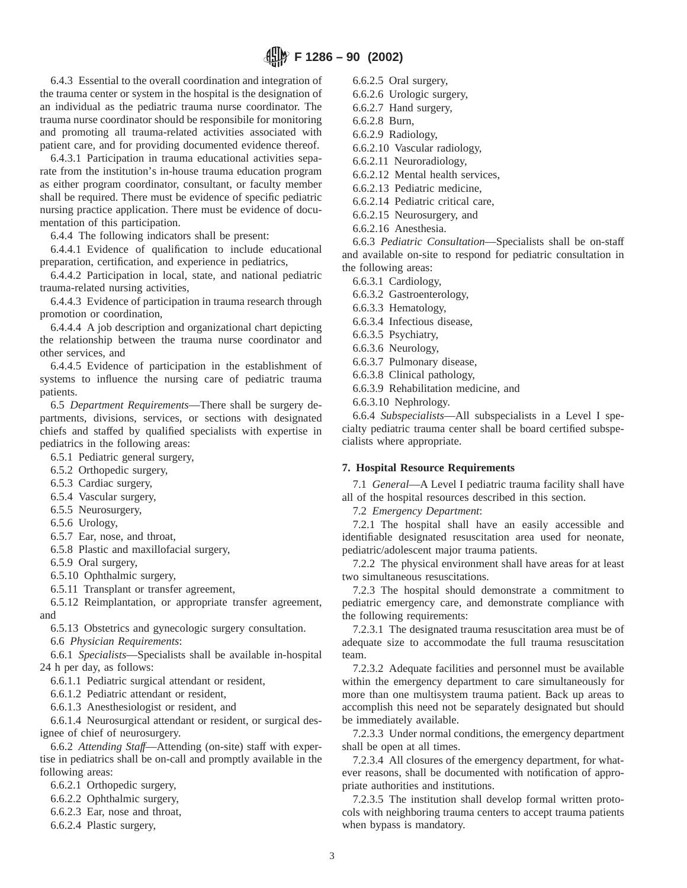6.4.3 Essential to the overall coordination and integration of the trauma center or system in the hospital is the designation of an individual as the pediatric trauma nurse coordinator. The trauma nurse coordinator should be responsibile for monitoring and promoting all trauma-related activities associated with patient care, and for providing documented evidence thereof.

6.4.3.1 Participation in trauma educational activities separate from the institution's in-house trauma education program as either program coordinator, consultant, or faculty member shall be required. There must be evidence of specific pediatric nursing practice application. There must be evidence of documentation of this participation.

6.4.4 The following indicators shall be present:

6.4.4.1 Evidence of qualification to include educational preparation, certification, and experience in pediatrics,

6.4.4.2 Participation in local, state, and national pediatric trauma-related nursing activities,

6.4.4.3 Evidence of participation in trauma research through promotion or coordination,

6.4.4.4 A job description and organizational chart depicting the relationship between the trauma nurse coordinator and other services, and

6.4.4.5 Evidence of participation in the establishment of systems to influence the nursing care of pediatric trauma patients.

6.5 *Department Requirements*—There shall be surgery departments, divisions, services, or sections with designated chiefs and staffed by qualified specialists with expertise in pediatrics in the following areas:

6.5.1 Pediatric general surgery,

6.5.2 Orthopedic surgery,

6.5.3 Cardiac surgery,

6.5.4 Vascular surgery,

6.5.5 Neurosurgery,

6.5.6 Urology,

6.5.7 Ear, nose, and throat,

6.5.8 Plastic and maxillofacial surgery,

6.5.9 Oral surgery,

6.5.10 Ophthalmic surgery,

6.5.11 Transplant or transfer agreement,

6.5.12 Reimplantation, or appropriate transfer agreement, and

6.5.13 Obstetrics and gynecologic surgery consultation.

6.6 *Physician Requirements*:

6.6.1 *Specialists*—Specialists shall be available in-hospital 24 h per day, as follows:

6.6.1.1 Pediatric surgical attendant or resident,

6.6.1.2 Pediatric attendant or resident,

6.6.1.3 Anesthesiologist or resident, and

6.6.1.4 Neurosurgical attendant or resident, or surgical designee of chief of neurosurgery.

6.6.2 *Attending Staff*—Attending (on-site) staff with expertise in pediatrics shall be on-call and promptly available in the following areas:

6.6.2.1 Orthopedic surgery,

6.6.2.2 Ophthalmic surgery,

6.6.2.3 Ear, nose and throat,

6.6.2.4 Plastic surgery,

6.6.2.5 Oral surgery,

6.6.2.6 Urologic surgery,

6.6.2.7 Hand surgery,

6.6.2.8 Burn,

6.6.2.9 Radiology,

6.6.2.10 Vascular radiology,

6.6.2.11 Neuroradiology,

6.6.2.12 Mental health services,

6.6.2.13 Pediatric medicine,

6.6.2.14 Pediatric critical care,

6.6.2.15 Neurosurgery, and

6.6.2.16 Anesthesia.

6.6.3 *Pediatric Consultation*—Specialists shall be on-staff and available on-site to respond for pediatric consultation in the following areas:

6.6.3.1 Cardiology,

6.6.3.2 Gastroenterology,

6.6.3.3 Hematology,

6.6.3.4 Infectious disease,

6.6.3.5 Psychiatry,

6.6.3.6 Neurology,

6.6.3.7 Pulmonary disease,

6.6.3.8 Clinical pathology,

6.6.3.9 Rehabilitation medicine, and

6.6.3.10 Nephrology.

6.6.4 *Subspecialists*—All subspecialists in a Level I specialty pediatric trauma center shall be board certified subspecialists where appropriate.

## 7. Hospital Resource Requirements

7.1 *General*—A Level I pediatric trauma facility shall have all of the hospital resources described in this section.

7.2 *Emergency Department*:

7.2.1 The hospital shall have an easily accessible and identifiable designated resuscitation area used for neonate, pediatric/adolescent major trauma patients.

7.2.2 The physical environment shall have areas for at least two simultaneous resuscitations.

7.2.3 The hospital should demonstrate a commitment to pediatric emergency care, and demonstrate compliance with the following requirements:

7.2.3.1 The designated trauma resuscitation area must be of adequate size to accommodate the full trauma resuscitation team.

7.2.3.2 Adequate facilities and personnel must be available within the emergency department to care simultaneously for more than one multisystem trauma patient. Back up areas to accomplish this need not be separately designated but should be immediately available.

7.2.3.3 Under normal conditions, the emergency department shall be open at all times.

7.2.3.4 All closures of the emergency department, for whatever reasons, shall be documented with notification of appropriate authorities and institutions.

7.2.3.5 The institution shall develop formal written protocols with neighboring trauma centers to accept trauma patients when bypass is mandatory.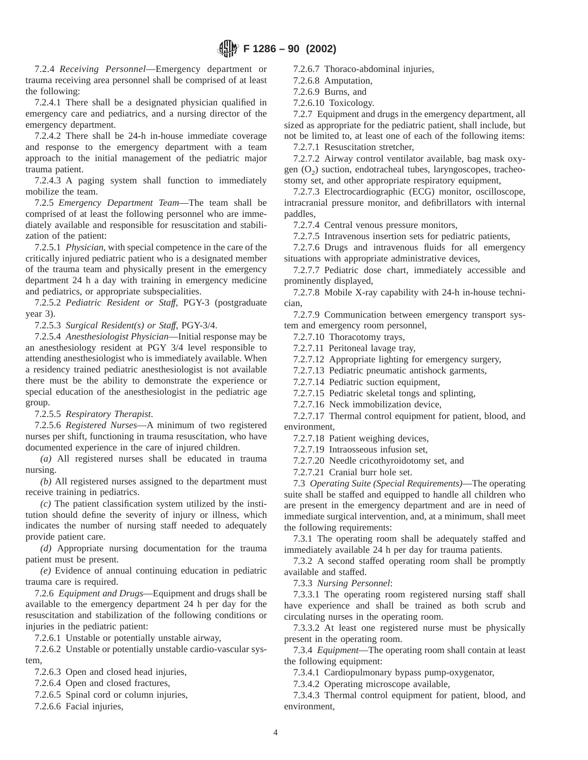7.2.4 *Receiving Personnel*—Emergency department or trauma receiving area personnel shall be comprised of at least the following:

7.2.4.1 There shall be a designated physician qualified in emergency care and pediatrics, and a nursing director of the emergency department.

7.2.4.2 There shall be 24-h in-house immediate coverage and response to the emergency department with a team approach to the initial management of the pediatric major trauma patient.

7.2.4.3 A paging system shall function to immediately mobilize the team.

7.2.5 *Emergency Department Team*—The team shall be comprised of at least the following personnel who are immediately available and responsible for resuscitation and stabilization of the patient:

7.2.5.1 *Physician*, with special competence in the care of the critically injured pediatric patient who is a designated member of the trauma team and physically present in the emergency department 24 h a day with training in emergency medicine and pediatrics, or appropriate subspecialities.

7.2.5.2 *Pediatric Resident or Staff*, PGY-3 (postgraduate year 3).

7.2.5.3 *Surgical Resident(s) or Staff*, PGY-3/4.

7.2.5.4 *Anesthesiologist Physician*—Initial response may be an anesthesiology resident at PGY 3/4 level responsible to attending anesthesiologist who is immediately available. When a residency trained pediatric anesthesiologist is not available there must be the ability to demonstrate the experience or special education of the anesthesiologist in the pediatric age group.

7.2.5.5 *Respiratory Therapist*.

7.2.5.6 *Registered Nurses*—A minimum of two registered nurses per shift, functioning in trauma resuscitation, who have documented experience in the care of injured children.

*(a)* All registered nurses shall be educated in trauma nursing.

*(b)* All registered nurses assigned to the department must receive training in pediatrics.

*(c)* The patient classification system utilized by the institution should define the severity of injury or illness, which indicates the number of nursing staff needed to adequately provide patient care.

*(d)* Appropriate nursing documentation for the trauma patient must be present.

*(e)* Evidence of annual continuing education in pediatric trauma care is required.

7.2.6 *Equipment and Drugs*—Equipment and drugs shall be available to the emergency department 24 h per day for the resuscitation and stabilization of the following conditions or injuries in the pediatric patient:

7.2.6.1 Unstable or potentially unstable airway,

7.2.6.2 Unstable or potentially unstable cardio-vascular system,

7.2.6.3 Open and closed head injuries,

7.2.6.4 Open and closed fractures,

7.2.6.5 Spinal cord or column injuries,

7.2.6.6 Facial injuries,

7.2.6.7 Thoraco-abdominal injuries,

7.2.6.8 Amputation,

7.2.6.9 Burns, and

7.2.6.10 Toxicology.

7.2.7 Equipment and drugs in the emergency department, all sized as appropriate for the pediatric patient, shall include, but not be limited to, at least one of each of the following items:

7.2.7.1 Resuscitation stretcher,

7.2.7.2 Airway control ventilator available, bag mask oxygen ($O_2$) suction, endotracheal tubes, laryngoscopes, tracheostomy set, and other appropriate respiratory equipment,

7.2.7.3 Electrocardiographic (ECG) monitor, oscilloscope, intracranial pressure monitor, and defibrillators with internal paddles,

7.2.7.4 Central venous pressure monitors,

7.2.7.5 Intravenous insertion sets for pediatric patients,

7.2.7.6 Drugs and intravenous fluids for all emergency situations with appropriate administrative devices,

7.2.7.7 Pediatric dose chart, immediately accessible and prominently displayed,

7.2.7.8 Mobile X-ray capability with 24-h in-house technician,

7.2.7.9 Communication between emergency transport system and emergency room personnel,

7.2.7.10 Thoracotomy trays,

7.2.7.11 Peritoneal lavage tray,

7.2.7.12 Appropriate lighting for emergency surgery,

7.2.7.13 Pediatric pneumatic antishock garments,

7.2.7.14 Pediatric suction equipment,

7.2.7.15 Pediatric skeletal tongs and splinting,

7.2.7.16 Neck immobilization device,

7.2.7.17 Thermal control equipment for patient, blood, and environment,

7.2.7.18 Patient weighing devices,

7.2.7.19 Intraosseous infusion set,

7.2.7.20 Needle cricothyroidotomy set, and

7.2.7.21 Cranial burr hole set.

7.3 *Operating Suite (Special Requirements)*—The operating suite shall be staffed and equipped to handle all children who are present in the emergency department and are in need of immediate surgical intervention, and, at a minimum, shall meet the following requirements:

7.3.1 The operating room shall be adequately staffed and immediately available 24 h per day for trauma patients.

7.3.2 A second staffed operating room shall be promptly available and staffed.

7.3.3 *Nursing Personnel*:

7.3.3.1 The operating room registered nursing staff shall have experience and shall be trained as both scrub and circulating nurses in the operating room.

7.3.3.2 At least one registered nurse must be physically present in the operating room.

7.3.4 *Equipment*—The operating room shall contain at least the following equipment:

7.3.4.1 Cardiopulmonary bypass pump-oxygenator,

7.3.4.2 Operating microscope available,

7.3.4.3 Thermal control equipment for patient, blood, and environment,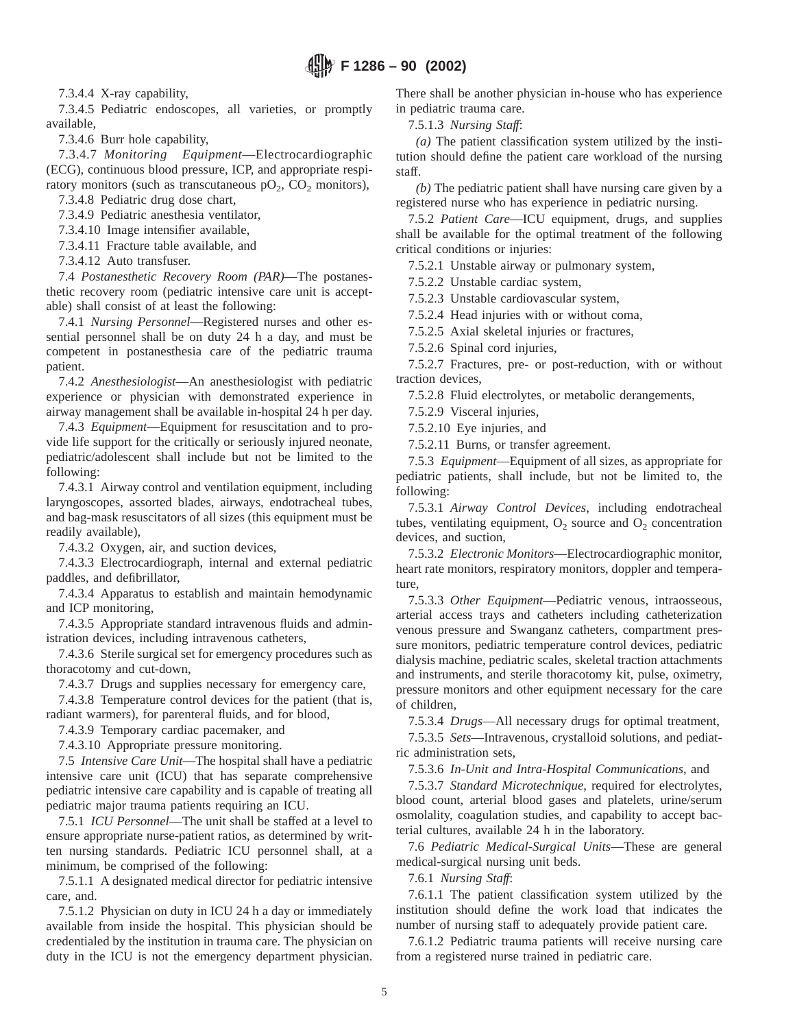7.3.4.4 X-ray capability,

7.3.4.5 Pediatric endoscopes, all varieties, or promptly available,

7.3.4.6 Burr hole capability,

7.3.4.7 *Monitoring Equipment*—Electrocardiographic (ECG), continuous blood pressure, ICP, and appropriate respiratory monitors (such as transcutaneous $pO_2$, $CO_2$ monitors),

7.3.4.8 Pediatric drug dose chart,

7.3.4.9 Pediatric anesthesia ventilator,

7.3.4.10 Image intensifier available,

7.3.4.11 Fracture table available, and

7.3.4.12 Auto transfuser.

7.4 *Postanesthetic Recovery Room (PAR)*—The postanesthetic recovery room (pediatric intensive care unit is acceptable) shall consist of at least the following:

7.4.1 *Nursing Personnel*—Registered nurses and other essential personnel shall be on duty 24 h a day, and must be competent in postanesthesia care of the pediatric trauma patient.

7.4.2 *Anesthesiologist*—An anesthesiologist with pediatric experience or physician with demonstrated experience in airway management shall be available in-hospital 24 h per day.

7.4.3 *Equipment*—Equipment for resuscitation and to provide life support for the critically or seriously injured neonate, pediatric/adolescent shall include but not be limited to the following:

7.4.3.1 Airway control and ventilation equipment, including laryngoscopes, assorted blades, airways, endotracheal tubes, and bag-mask resuscitators of all sizes (this equipment must be readily available),

7.4.3.2 Oxygen, air, and suction devices,

7.4.3.3 Electrocardiograph, internal and external pediatric paddles, and defibrillator,

7.4.3.4 Apparatus to establish and maintain hemodynamic and ICP monitoring,

7.4.3.5 Appropriate standard intravenous fluids and administration devices, including intravenous catheters,

7.4.3.6 Sterile surgical set for emergency procedures such as thoracotomy and cut-down,

7.4.3.7 Drugs and supplies necessary for emergency care,

7.4.3.8 Temperature control devices for the patient (that is, radiant warmers), for parenteral fluids, and for blood,

7.4.3.9 Temporary cardiac pacemaker, and

7.4.3.10 Appropriate pressure monitoring.

7.5 *Intensive Care Unit*—The hospital shall have a pediatric intensive care unit (ICU) that has separate comprehensive pediatric intensive care capability and is capable of treating all pediatric major trauma patients requiring an ICU.

7.5.1 *ICU Personnel*—The unit shall be staffed at a level to ensure appropriate nurse-patient ratios, as determined by written nursing standards. Pediatric ICU personnel shall, at a minimum, be comprised of the following:

7.5.1.1 A designated medical director for pediatric intensive care, and.

7.5.1.2 Physician on duty in ICU 24 h a day or immediately available from inside the hospital. This physician should be credentialed by the institution in trauma care. The physician on duty in the ICU is not the emergency department physician. There shall be another physician in-house who has experience in pediatric trauma care.

7.5.1.3 *Nursing Staff*:

*(a)* The patient classification system utilized by the institution should define the patient care workload of the nursing staff.

*(b)* The pediatric patient shall have nursing care given by a registered nurse who has experience in pediatric nursing.

7.5.2 *Patient Care*—ICU equipment, drugs, and supplies shall be available for the optimal treatment of the following critical conditions or injuries:

7.5.2.1 Unstable airway or pulmonary system,

7.5.2.2 Unstable cardiac system,

7.5.2.3 Unstable cardiovascular system,

7.5.2.4 Head injuries with or without coma,

7.5.2.5 Axial skeletal injuries or fractures,

7.5.2.6 Spinal cord injuries,

7.5.2.7 Fractures, pre- or post-reduction, with or without traction devices,

7.5.2.8 Fluid electrolytes, or metabolic derangements,

7.5.2.9 Visceral injuries,

7.5.2.10 Eye injuries, and

7.5.2.11 Burns, or transfer agreement.

7.5.3 *Equipment*—Equipment of all sizes, as appropriate for pediatric patients, shall include, but not be limited to, the following:

7.5.3.1 *Airway Control Devices*, including endotracheal tubes, ventilating equipment, $O_2$ source and $O_2$ concentration devices, and suction,

7.5.3.2 *Electronic Monitors*—Electrocardiographic monitor, heart rate monitors, respiratory monitors, doppler and temperature,

7.5.3.3 *Other Equipment*—Pediatric venous, intraosseous, arterial access trays and catheters including catheterization venous pressure and Swanganz catheters, compartment pressure monitors, pediatric temperature control devices, pediatric dialysis machine, pediatric scales, skeletal traction attachments and instruments, and sterile thoracotomy kit, pulse, oximetry, pressure monitors and other equipment necessary for the care of children,

7.5.3.4 *Drugs*—All necessary drugs for optimal treatment,

7.5.3.5 *Sets*—Intravenous, crystalloid solutions, and pediatric administration sets,

7.5.3.6 *In-Unit and Intra-Hospital Communications*, and

7.5.3.7 *Standard Microtechnique*, required for electrolytes, blood count, arterial blood gases and platelets, urine/serum osmolality, coagulation studies, and capability to accept bacterial cultures, available 24 h in the laboratory.

7.6 *Pediatric Medical-Surgical Units*—These are general medical-surgical nursing unit beds.

7.6.1 *Nursing Staff*:

7.6.1.1 The patient classification system utilized by the institution should define the work load that indicates the number of nursing staff to adequately provide patient care.

7.6.1.2 Pediatric trauma patients will receive nursing care from a registered nurse trained in pediatric care.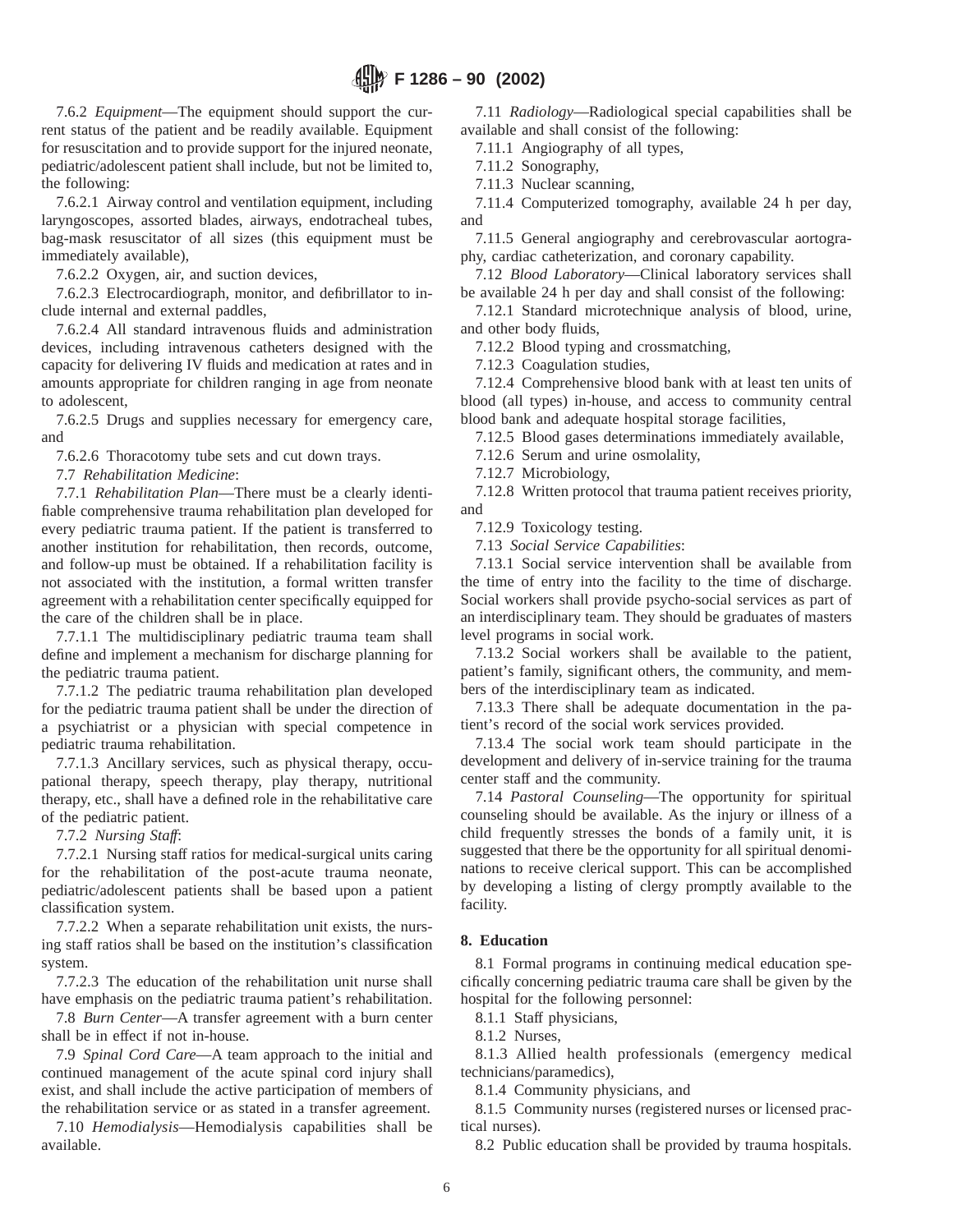7.6.2 *Equipment*—The equipment should support the current status of the patient and be readily available. Equipment for resuscitation and to provide support for the injured neonate, pediatric/adolescent patient shall include, but not be limited to, the following:

7.6.2.1 Airway control and ventilation equipment, including laryngoscopes, assorted blades, airways, endotracheal tubes, bag-mask resuscitator of all sizes (this equipment must be immediately available),

7.6.2.2 Oxygen, air, and suction devices,

7.6.2.3 Electrocardiograph, monitor, and defibrillator to include internal and external paddles,

7.6.2.4 All standard intravenous fluids and administration devices, including intravenous catheters designed with the capacity for delivering IV fluids and medication at rates and in amounts appropriate for children ranging in age from neonate to adolescent,

7.6.2.5 Drugs and supplies necessary for emergency care, and

7.6.2.6 Thoracotomy tube sets and cut down trays.

7.7 *Rehabilitation Medicine*:

7.7.1 *Rehabilitation Plan*—There must be a clearly identifiable comprehensive trauma rehabilitation plan developed for every pediatric trauma patient. If the patient is transferred to another institution for rehabilitation, then records, outcome, and follow-up must be obtained. If a rehabilitation facility is not associated with the institution, a formal written transfer agreement with a rehabilitation center specifically equipped for the care of the children shall be in place.

7.7.1.1 The multidisciplinary pediatric trauma team shall define and implement a mechanism for discharge planning for the pediatric trauma patient.

7.7.1.2 The pediatric trauma rehabilitation plan developed for the pediatric trauma patient shall be under the direction of a psychiatrist or a physician with special competence in pediatric trauma rehabilitation.

7.7.1.3 Ancillary services, such as physical therapy, occupational therapy, speech therapy, play therapy, nutritional therapy, etc., shall have a defined role in the rehabilitative care of the pediatric patient.

7.7.2 *Nursing Staff*:

7.7.2.1 Nursing staff ratios for medical-surgical units caring for the rehabilitation of the post-acute trauma neonate, pediatric/adolescent patients shall be based upon a patient classification system.

7.7.2.2 When a separate rehabilitation unit exists, the nursing staff ratios shall be based on the institution's classification system.

7.7.2.3 The education of the rehabilitation unit nurse shall have emphasis on the pediatric trauma patient's rehabilitation.

7.8 *Burn Center*—A transfer agreement with a burn center shall be in effect if not in-house.

7.9 *Spinal Cord Care*—A team approach to the initial and continued management of the acute spinal cord injury shall exist, and shall include the active participation of members of the rehabilitation service or as stated in a transfer agreement.

7.10 *Hemodialysis*—Hemodialysis capabilities shall be available.

7.11 *Radiology*—Radiological special capabilities shall be available and shall consist of the following:

7.11.1 Angiography of all types,

7.11.2 Sonography,

7.11.3 Nuclear scanning,

7.11.4 Computerized tomography, available 24 h per day, and

7.11.5 General angiography and cerebrovascular aortography, cardiac catheterization, and coronary capability.

7.12 *Blood Laboratory*—Clinical laboratory services shall be available 24 h per day and shall consist of the following:

7.12.1 Standard microtechnique analysis of blood, urine, and other body fluids,

7.12.2 Blood typing and crossmatching,

7.12.3 Coagulation studies,

7.12.4 Comprehensive blood bank with at least ten units of blood (all types) in-house, and access to community central blood bank and adequate hospital storage facilities,

7.12.5 Blood gases determinations immediately available,

7.12.6 Serum and urine osmolality,

7.12.7 Microbiology,

7.12.8 Written protocol that trauma patient receives priority, and

7.12.9 Toxicology testing.

7.13 *Social Service Capabilities*:

7.13.1 Social service intervention shall be available from the time of entry into the facility to the time of discharge. Social workers shall provide psycho-social services as part of an interdisciplinary team. They should be graduates of masters level programs in social work.

7.13.2 Social workers shall be available to the patient, patient's family, significant others, the community, and members of the interdisciplinary team as indicated.

7.13.3 There shall be adequate documentation in the patient's record of the social work services provided.

7.13.4 The social work team should participate in the development and delivery of in-service training for the trauma center staff and the community.

7.14 *Pastoral Counseling*—The opportunity for spiritual counseling should be available. As the injury or illness of a child frequently stresses the bonds of a family unit, it is suggested that there be the opportunity for all spiritual denominations to receive clerical support. This can be accomplished by developing a listing of clergy promptly available to the facility.

## 8. Education

8.1 Formal programs in continuing medical education specifically concerning pediatric trauma care shall be given by the hospital for the following personnel:

8.1.1 Staff physicians,

8.1.2 Nurses,

8.1.3 Allied health professionals (emergency medical technicians/paramedics),

8.1.4 Community physicians, and

8.1.5 Community nurses (registered nurses or licensed practical nurses).

8.2 Public education shall be provided by trauma hospitals.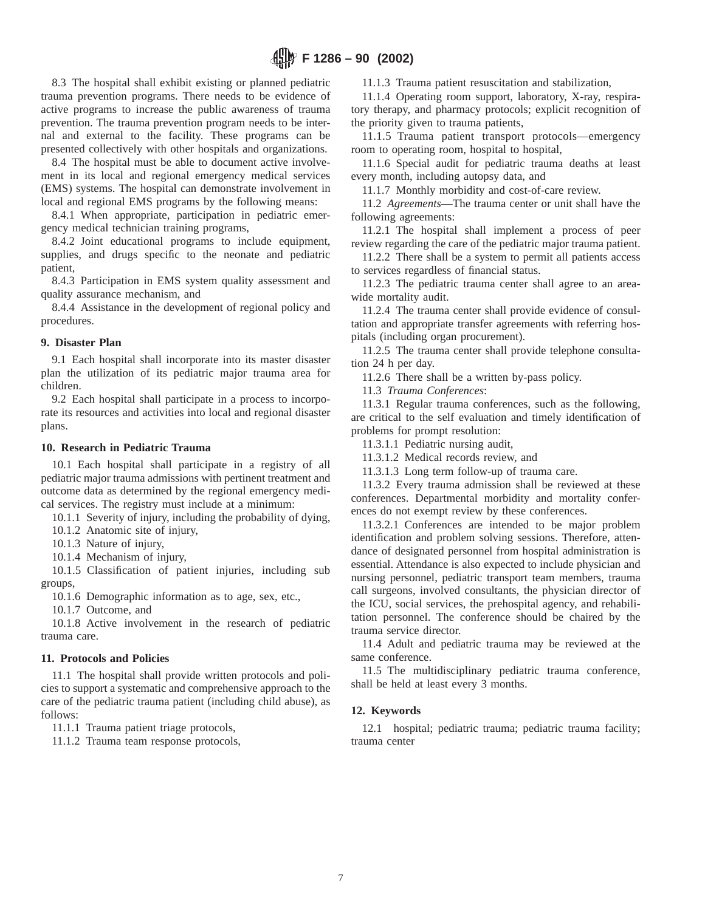8.3 The hospital shall exhibit existing or planned pediatric trauma prevention programs. There needs to be evidence of active programs to increase the public awareness of trauma prevention. The trauma prevention program needs to be internal and external to the facility. These programs can be presented collectively with other hospitals and organizations.

8.4 The hospital must be able to document active involvement in its local and regional emergency medical services (EMS) systems. The hospital can demonstrate involvement in local and regional EMS programs by the following means:

8.4.1 When appropriate, participation in pediatric emergency medical technician training programs,

8.4.2 Joint educational programs to include equipment, supplies, and drugs specific to the neonate and pediatric patient,

8.4.3 Participation in EMS system quality assessment and quality assurance mechanism, and

8.4.4 Assistance in the development of regional policy and procedures.

## 9. Disaster Plan

9.1 Each hospital shall incorporate into its master disaster plan the utilization of its pediatric major trauma area for children.

9.2 Each hospital shall participate in a process to incorporate its resources and activities into local and regional disaster plans.

## 10. Research in Pediatric Trauma

10.1 Each hospital shall participate in a registry of all pediatric major trauma admissions with pertinent treatment and outcome data as determined by the regional emergency medical services. The registry must include at a minimum:

10.1.1 Severity of injury, including the probability of dying,

10.1.2 Anatomic site of injury,

10.1.3 Nature of injury,

10.1.4 Mechanism of injury,

10.1.5 Classification of patient injuries, including sub groups,

10.1.6 Demographic information as to age, sex, etc.,

10.1.7 Outcome, and

10.1.8 Active involvement in the research of pediatric trauma care.

## 11. Protocols and Policies

11.1 The hospital shall provide written protocols and policies to support a systematic and comprehensive approach to the care of the pediatric trauma patient (including child abuse), as follows:

11.1.1 Trauma patient triage protocols,

11.1.2 Trauma team response protocols,

11.1.3 Trauma patient resuscitation and stabilization,

11.1.4 Operating room support, laboratory, X-ray, respiratory therapy, and pharmacy protocols; explicit recognition of the priority given to trauma patients,

11.1.5 Trauma patient transport protocols—emergency room to operating room, hospital to hospital,

11.1.6 Special audit for pediatric trauma deaths at least every month, including autopsy data, and

11.1.7 Monthly morbidity and cost-of-care review.

11.2 *Agreements*—The trauma center or unit shall have the following agreements:

11.2.1 The hospital shall implement a process of peer review regarding the care of the pediatric major trauma patient.

11.2.2 There shall be a system to permit all patients access to services regardless of financial status.

11.2.3 The pediatric trauma center shall agree to an area-wide mortality audit.

11.2.4 The trauma center shall provide evidence of consultation and appropriate transfer agreements with referring hospitals (including organ procurement).

11.2.5 The trauma center shall provide telephone consultation 24 h per day.

11.2.6 There shall be a written by-pass policy.

11.3 *Trauma Conferences*:

11.3.1 Regular trauma conferences, such as the following, are critical to the self evaluation and timely identification of problems for prompt resolution:

11.3.1.1 Pediatric nursing audit,

11.3.1.2 Medical records review, and

11.3.1.3 Long term follow-up of trauma care.

11.3.2 Every trauma admission shall be reviewed at these conferences. Departmental morbidity and mortality conferences do not exempt review by these conferences.

11.3.2.1 Conferences are intended to be major problem identification and problem solving sessions. Therefore, attendance of designated personnel from hospital administration is essential. Attendance is also expected to include physician and nursing personnel, pediatric transport team members, trauma call surgeons, involved consultants, the physician director of the ICU, social services, the prehospital agency, and rehabilitation personnel. The conference should be chaired by the trauma service director.

11.4 Adult and pediatric trauma may be reviewed at the same conference.

11.5 The multidisciplinary pediatric trauma conference, shall be held at least every 3 months.

## 12. Keywords

12.1 hospital; pediatric trauma; pediatric trauma facility; trauma center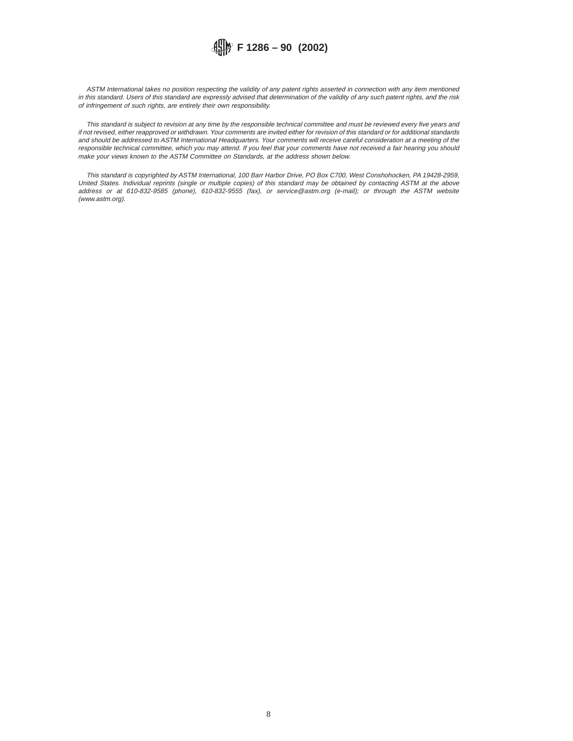*ASTM International takes no position respecting the validity of any patent rights asserted in connection with any item mentioned in this standard. Users of this standard are expressly advised that determination of the validity of any such patent rights, and the risk of infringement of such rights, are entirely their own responsibility.*

*This standard is subject to revision at any time by the responsible technical committee and must be reviewed every five years and if not revised, either reapproved or withdrawn. Your comments are invited either for revision of this standard or for additional standards and should be addressed to ASTM International Headquarters. Your comments will receive careful consideration at a meeting of the responsible technical committee, which you may attend. If you feel that your comments have not received a fair hearing you should make your views known to the ASTM Committee on Standards, at the address shown below.*

*This standard is copyrighted by ASTM International, 100 Barr Harbor Drive, PO Box C700, West Conshohocken, PA 19428-2959, United States. Individual reprints (single or multiple copies) of this standard may be obtained by contacting ASTM at the above address or at 610-832-9585 (phone), 610-832-9555 (fax), or service@astm.org (e-mail); or through the ASTM website (www.astm.org).*